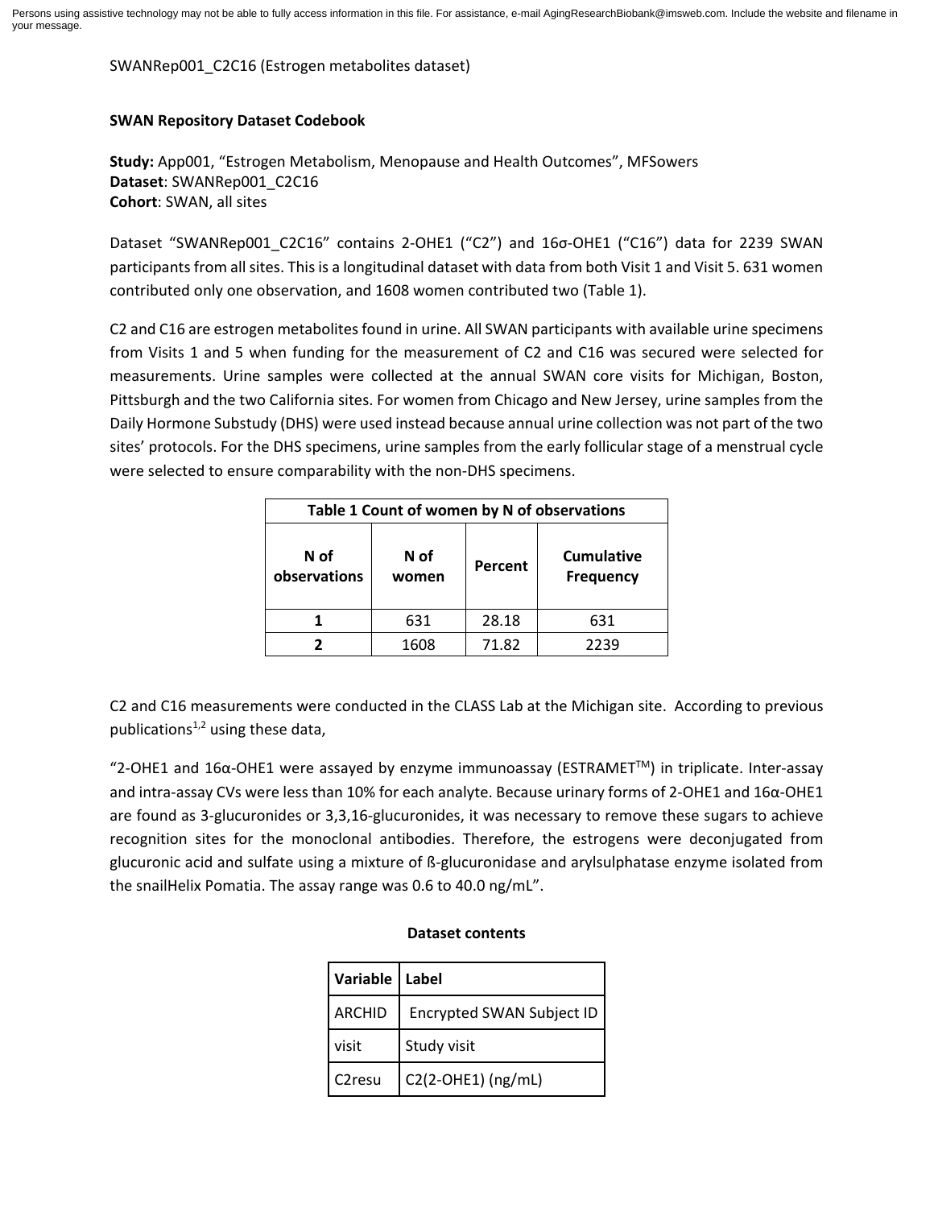Persons using assistive technology may not be able to fully access information in this file. For assistance, e-mail AgingResearchBiobank@imsweb.com. Include the website and filename in your message.

SWANRep001_C2C16 (Estrogen metabolites dataset)

**SWAN Repository Dataset Codebook**

**Study:** App001, "Estrogen Metabolism, Menopause and Health Outcomes", MFSowers
**Dataset**: SWANRep001_C2C16
**Cohort**: SWAN, all sites

Dataset "SWANRep001_C2C16" contains 2-OHE1 ("C2") and 16σ-OHE1 ("C16") data for 2239 SWAN participants from all sites. This is a longitudinal dataset with data from both Visit 1 and Visit 5. 631 women contributed only one observation, and 1608 women contributed two (Table 1).

C2 and C16 are estrogen metabolites found in urine. All SWAN participants with available urine specimens from Visits 1 and 5 when funding for the measurement of C2 and C16 was secured were selected for measurements. Urine samples were collected at the annual SWAN core visits for Michigan, Boston, Pittsburgh and the two California sites. For women from Chicago and New Jersey, urine samples from the Daily Hormone Substudy (DHS) were used instead because annual urine collection was not part of the two sites' protocols. For the DHS specimens, urine samples from the early follicular stage of a menstrual cycle were selected to ensure comparability with the non-DHS specimens.

**Table 1 Count of women by N of observations**

| N of observations | N of women | Percent | Cumulative Frequency |
|---|---|---|---|
| **1** | 631 | 28.18 | 631 |
| **2** | 1608 | 71.82 | 2239 |

C2 and C16 measurements were conducted in the CLASS Lab at the Michigan site. According to previous publications[1,2] using these data,

"2-OHE1 and 16α-OHE1 were assayed by enzyme immunoassay (ESTRAMET™) in triplicate. Inter-assay and intra-assay CVs were less than 10% for each analyte. Because urinary forms of 2-OHE1 and 16α-OHE1 are found as 3-glucuronides or 3,3,16-glucuronides, it was necessary to remove these sugars to achieve recognition sites for the monoclonal antibodies. Therefore, the estrogens were deconjugated from glucuronic acid and sulfate using a mixture of ß-glucuronidase and arylsulphatase enzyme isolated from the snailHelix Pomatia. The assay range was 0.6 to 40.0 ng/mL".

**Dataset contents**

| Variable | Label |
|---|---|
| ARCHID | Encrypted SWAN Subject ID |
| visit | Study visit |
| C2resu | C2(2-OHE1) (ng/mL) |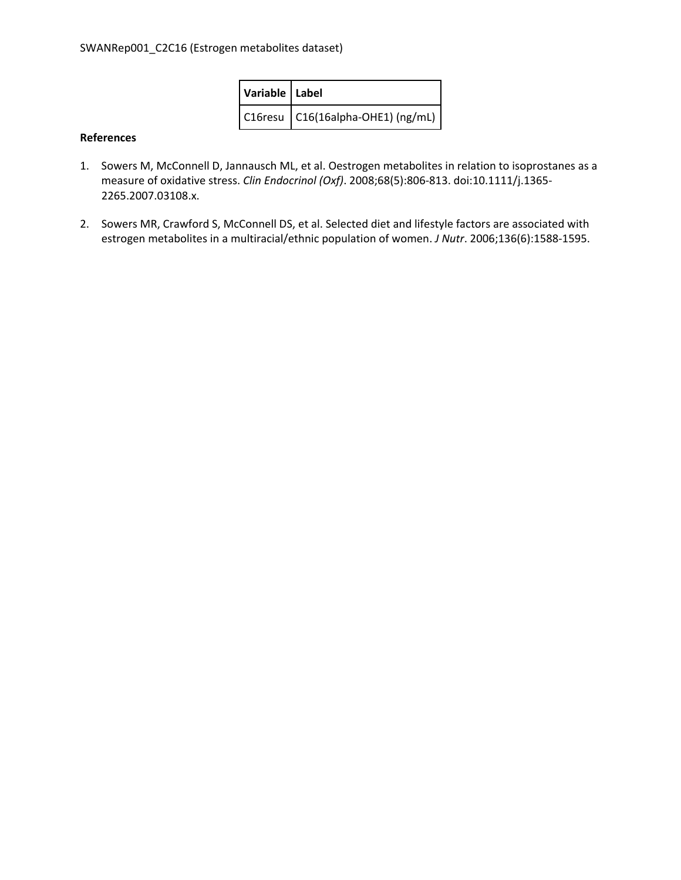| Variable | Label |
|---|---|
| C16resu | C16(16alpha-OHE1) (ng/mL) |

**References**

1. Sowers M, McConnell D, Jannausch ML, et al. Oestrogen metabolites in relation to isoprostanes as a measure of oxidative stress. *Clin Endocrinol (Oxf)*. 2008;68(5):806-813. doi:10.1111/j.1365-2265.2007.03108.x.

2. Sowers MR, Crawford S, McConnell DS, et al. Selected diet and lifestyle factors are associated with estrogen metabolites in a multiracial/ethnic population of women. *J Nutr*. 2006;136(6):1588-1595.